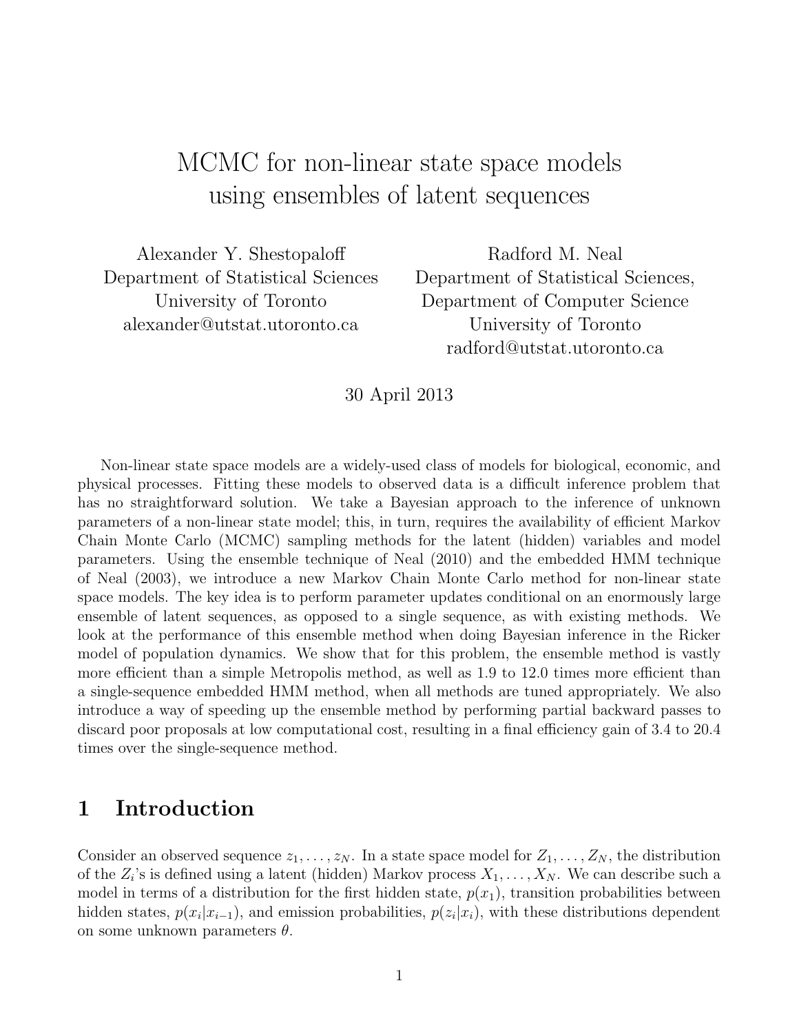# MCMC for non-linear state space models using ensembles of latent sequences

Alexander Y. Shestopaloff
Department of Statistical Sciences
University of Toronto
alexander@utstat.utoronto.ca

Radford M. Neal
Department of Statistical Sciences,
Department of Computer Science
University of Toronto
radford@utstat.utoronto.ca

30 April 2013

Non-linear state space models are a widely-used class of models for biological, economic, and physical processes. Fitting these models to observed data is a difficult inference problem that has no straightforward solution. We take a Bayesian approach to the inference of unknown parameters of a non-linear state model; this, in turn, requires the availability of efficient Markov Chain Monte Carlo (MCMC) sampling methods for the latent (hidden) variables and model parameters. Using the ensemble technique of Neal (2010) and the embedded HMM technique of Neal (2003), we introduce a new Markov Chain Monte Carlo method for non-linear state space models. The key idea is to perform parameter updates conditional on an enormously large ensemble of latent sequences, as opposed to a single sequence, as with existing methods. We look at the performance of this ensemble method when doing Bayesian inference in the Ricker model of population dynamics. We show that for this problem, the ensemble method is vastly more efficient than a simple Metropolis method, as well as 1.9 to 12.0 times more efficient than a single-sequence embedded HMM method, when all methods are tuned appropriately. We also introduce a way of speeding up the ensemble method by performing partial backward passes to discard poor proposals at low computational cost, resulting in a final efficiency gain of 3.4 to 20.4 times over the single-sequence method.

## 1 Introduction

Consider an observed sequence $z_1, \ldots, z_N$. In a state space model for $Z_1, \ldots, Z_N$, the distribution of the $Z_i$'s is defined using a latent (hidden) Markov process $X_1, \ldots, X_N$. We can describe such a model in terms of a distribution for the first hidden state, $p(x_1)$, transition probabilities between hidden states, $p(x_i|x_{i-1})$, and emission probabilities, $p(z_i|x_i)$, with these distributions dependent on some unknown parameters $\theta$.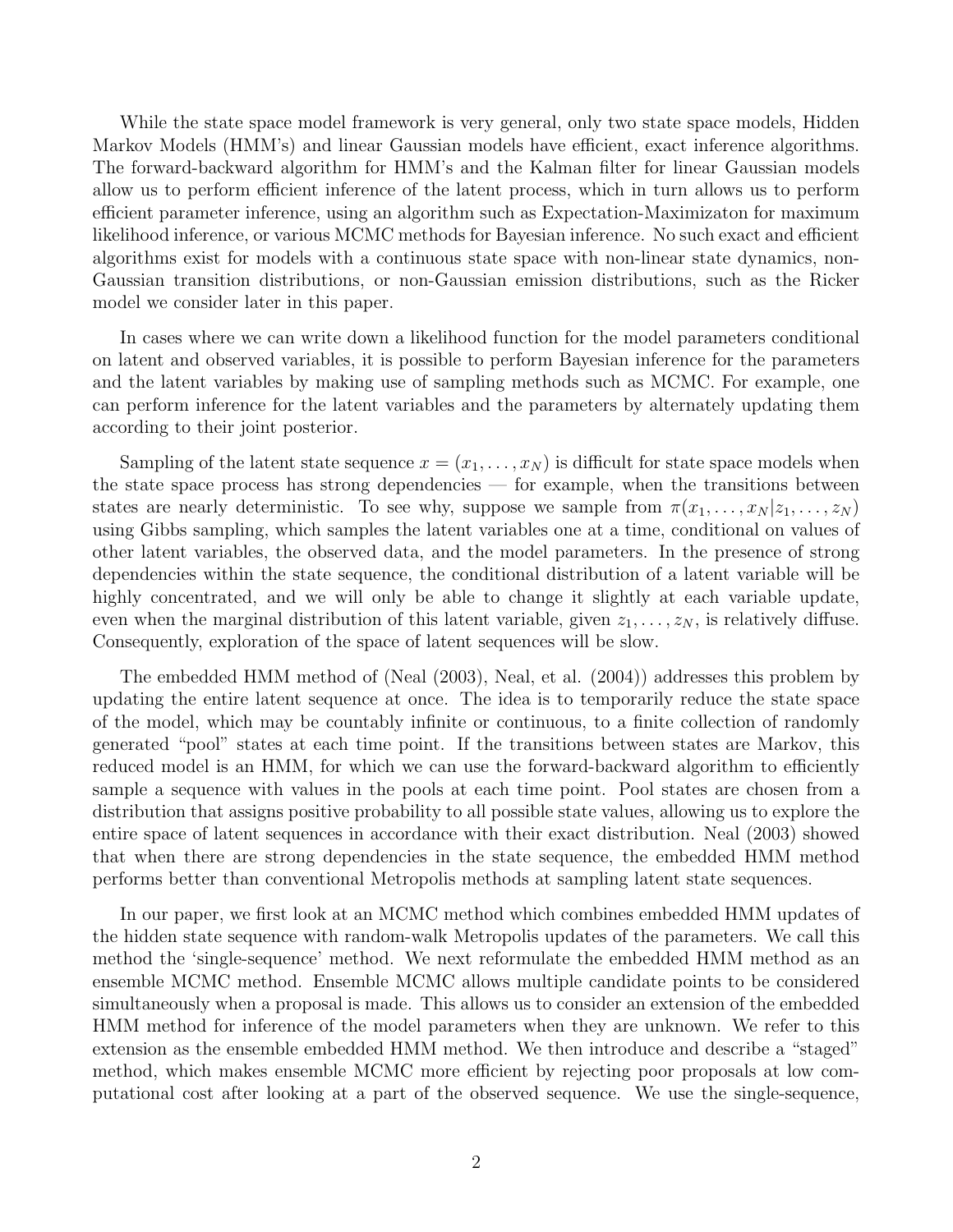While the state space model framework is very general, only two state space models, Hidden Markov Models (HMM's) and linear Gaussian models have efficient, exact inference algorithms. The forward-backward algorithm for HMM's and the Kalman filter for linear Gaussian models allow us to perform efficient inference of the latent process, which in turn allows us to perform efficient parameter inference, using an algorithm such as Expectation-Maximizaton for maximum likelihood inference, or various MCMC methods for Bayesian inference. No such exact and efficient algorithms exist for models with a continuous state space with non-linear state dynamics, non-Gaussian transition distributions, or non-Gaussian emission distributions, such as the Ricker model we consider later in this paper.

In cases where we can write down a likelihood function for the model parameters conditional on latent and observed variables, it is possible to perform Bayesian inference for the parameters and the latent variables by making use of sampling methods such as MCMC. For example, one can perform inference for the latent variables and the parameters by alternately updating them according to their joint posterior.

Sampling of the latent state sequence $x = (x_1, \ldots, x_N)$ is difficult for state space models when the state space process has strong dependencies — for example, when the transitions between states are nearly deterministic. To see why, suppose we sample from $\pi(x_1, \ldots, x_N | z_1, \ldots, z_N)$ using Gibbs sampling, which samples the latent variables one at a time, conditional on values of other latent variables, the observed data, and the model parameters. In the presence of strong dependencies within the state sequence, the conditional distribution of a latent variable will be highly concentrated, and we will only be able to change it slightly at each variable update, even when the marginal distribution of this latent variable, given $z_1, \ldots, z_N$, is relatively diffuse. Consequently, exploration of the space of latent sequences will be slow.

The embedded HMM method of (Neal (2003), Neal, et al. (2004)) addresses this problem by updating the entire latent sequence at once. The idea is to temporarily reduce the state space of the model, which may be countably infinite or continuous, to a finite collection of randomly generated "pool" states at each time point. If the transitions between states are Markov, this reduced model is an HMM, for which we can use the forward-backward algorithm to efficiently sample a sequence with values in the pools at each time point. Pool states are chosen from a distribution that assigns positive probability to all possible state values, allowing us to explore the entire space of latent sequences in accordance with their exact distribution. Neal (2003) showed that when there are strong dependencies in the state sequence, the embedded HMM method performs better than conventional Metropolis methods at sampling latent state sequences.

In our paper, we first look at an MCMC method which combines embedded HMM updates of the hidden state sequence with random-walk Metropolis updates of the parameters. We call this method the 'single-sequence' method. We next reformulate the embedded HMM method as an ensemble MCMC method. Ensemble MCMC allows multiple candidate points to be considered simultaneously when a proposal is made. This allows us to consider an extension of the embedded HMM method for inference of the model parameters when they are unknown. We refer to this extension as the ensemble embedded HMM method. We then introduce and describe a "staged" method, which makes ensemble MCMC more efficient by rejecting poor proposals at low computational cost after looking at a part of the observed sequence. We use the single-sequence,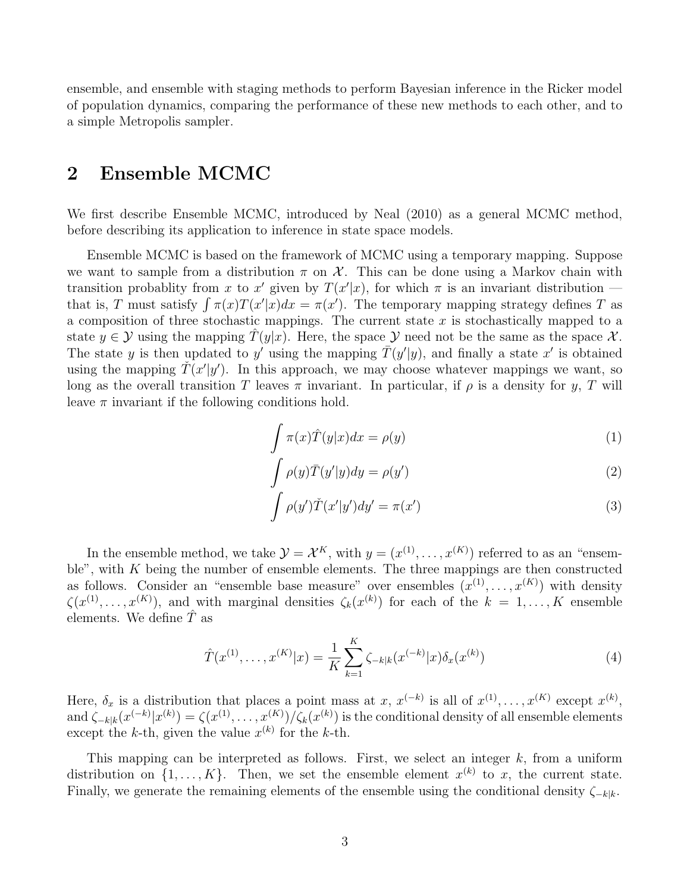ensemble, and ensemble with staging methods to perform Bayesian inference in the Ricker model of population dynamics, comparing the performance of these new methods to each other, and to a simple Metropolis sampler.

## 2 Ensemble MCMC

We first describe Ensemble MCMC, introduced by Neal (2010) as a general MCMC method, before describing its application to inference in state space models.

Ensemble MCMC is based on the framework of MCMC using a temporary mapping. Suppose we want to sample from a distribution $\pi$ on $\mathcal{X}$. This can be done using a Markov chain with transition probablity from $x$ to $x'$ given by $T(x'|x)$, for which $\pi$ is an invariant distribution — that is, $T$ must satisfy $\int \pi(x)T(x'|x)dx = \pi(x')$. The temporary mapping strategy defines $T$ as a composition of three stochastic mappings. The current state $x$ is stochastically mapped to a state $y \in \mathcal{Y}$ using the mapping $\hat{T}(y|x)$. Here, the space $\mathcal{Y}$ need not be the same as the space $\mathcal{X}$. The state $y$ is then updated to $y'$ using the mapping $\bar{T}(y'|y)$, and finally a state $x'$ is obtained using the mapping $\check{T}(x'|y')$. In this approach, we may choose whatever mappings we want, so long as the overall transition $T$ leaves $\pi$ invariant. In particular, if $\rho$ is a density for $y$, $T$ will leave $\pi$ invariant if the following conditions hold.

$$\int \pi(x)\hat{T}(y|x)dx = \rho(y) \tag{1}$$

$$\int \rho(y)\bar{T}(y'|y)dy = \rho(y') \tag{2}$$

$$\int \rho(y')\check{T}(x'|y')dy' = \pi(x') \tag{3}$$

In the ensemble method, we take $\mathcal{Y} = \mathcal{X}^K$, with $y = (x^{(1)}, \dots, x^{(K)})$ referred to as an "ensemble", with $K$ being the number of ensemble elements. The three mappings are then constructed as follows. Consider an "ensemble base measure" over ensembles $(x^{(1)}, \dots, x^{(K)})$ with density $\zeta(x^{(1)}, \dots, x^{(K)})$, and with marginal densities $\zeta_k(x^{(k)})$ for each of the $k = 1, \dots, K$ ensemble elements. We define $\hat{T}$ as

$$\hat{T}(x^{(1)}, \dots, x^{(K)}|x) = \frac{1}{K}\sum_{k=1}^{K} \zeta_{-k|k}(x^{(-k)}|x)\delta_x(x^{(k)}) \tag{4}$$

Here, $\delta_x$ is a distribution that places a point mass at $x$, $x^{(-k)}$ is all of $x^{(1)}, \dots, x^{(K)}$ except $x^{(k)}$, and $\zeta_{-k|k}(x^{(-k)}|x^{(k)}) = \zeta(x^{(1)}, \dots, x^{(K)})/\zeta_k(x^{(k)})$ is the conditional density of all ensemble elements except the $k$-th, given the value $x^{(k)}$ for the $k$-th.

This mapping can be interpreted as follows. First, we select an integer $k$, from a uniform distribution on $\{1, \dots, K\}$. Then, we set the ensemble element $x^{(k)}$ to $x$, the current state. Finally, we generate the remaining elements of the ensemble using the conditional density $\zeta_{-k|k}$.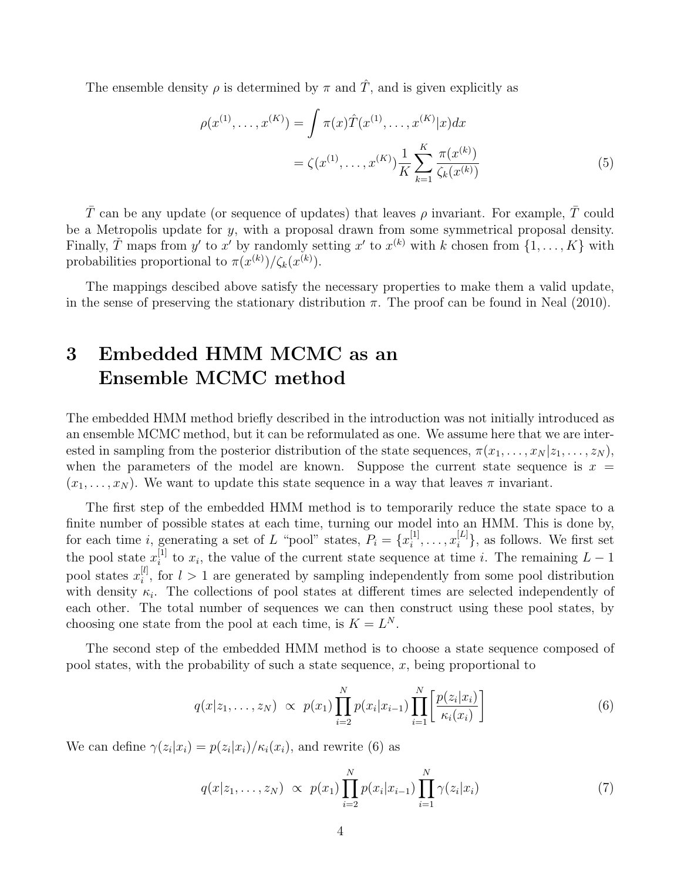The ensemble density $\rho$ is determined by $\pi$ and $\hat{T}$, and is given explicitly as

$$\begin{aligned}\rho(x^{(1)}, \ldots, x^{(K)}) &= \int \pi(x)\hat{T}(x^{(1)}, \ldots, x^{(K)}|x)dx \\ &= \zeta(x^{(1)}, \ldots, x^{(K)}) \frac{1}{K} \sum_{k=1}^{K} \frac{\pi(x^{(k)})}{\zeta_k(x^{(k)})}\end{aligned} \tag{5}$$

$\bar{T}$ can be any update (or sequence of updates) that leaves $\rho$ invariant. For example, $\bar{T}$ could be a Metropolis update for $y$, with a proposal drawn from some symmetrical proposal density. Finally, $\check{T}$ maps from $y'$ to $x'$ by randomly setting $x'$ to $x^{(k)}$ with $k$ chosen from $\{1, \ldots, K\}$ with probabilities proportional to $\pi(x^{(k)})/\zeta_k(x^{(k)})$.

The mappings descibed above satisfy the necessary properties to make them a valid update, in the sense of preserving the stationary distribution $\pi$. The proof can be found in Neal (2010).

# 3 Embedded HMM MCMC as an Ensemble MCMC method

The embedded HMM method briefly described in the introduction was not initially introduced as an ensemble MCMC method, but it can be reformulated as one. We assume here that we are interested in sampling from the posterior distribution of the state sequences, $\pi(x_1, \ldots, x_N|z_1, \ldots, z_N)$, when the parameters of the model are known. Suppose the current state sequence is $x = (x_1, \ldots, x_N)$. We want to update this state sequence in a way that leaves $\pi$ invariant.

The first step of the embedded HMM method is to temporarily reduce the state space to a finite number of possible states at each time, turning our model into an HMM. This is done by, for each time $i$, generating a set of $L$ "pool" states, $P_i = \{x_i^{[1]}, \ldots, x_i^{[L]}\}$, as follows. We first set the pool state $x_i^{[1]}$ to $x_i$, the value of the current state sequence at time $i$. The remaining $L-1$ pool states $x_i^{[l]}$, for $l > 1$ are generated by sampling independently from some pool distribution with density $\kappa_i$. The collections of pool states at different times are selected independently of each other. The total number of sequences we can then construct using these pool states, by choosing one state from the pool at each time, is $K = L^N$.

The second step of the embedded HMM method is to choose a state sequence composed of pool states, with the probability of such a state sequence, $x$, being proportional to

$$q(x|z_1, \ldots, z_N) \;\propto\; p(x_1) \prod_{i=2}^{N} p(x_i|x_{i-1}) \prod_{i=1}^{N} \left[ \frac{p(z_i|x_i)}{\kappa_i(x_i)} \right] \tag{6}$$

We can define $\gamma(z_i|x_i) = p(z_i|x_i)/\kappa_i(x_i)$, and rewrite (6) as

$$q(x|z_1, \ldots, z_N) \;\propto\; p(x_1) \prod_{i=2}^{N} p(x_i|x_{i-1}) \prod_{i=1}^{N} \gamma(z_i|x_i) \tag{7}$$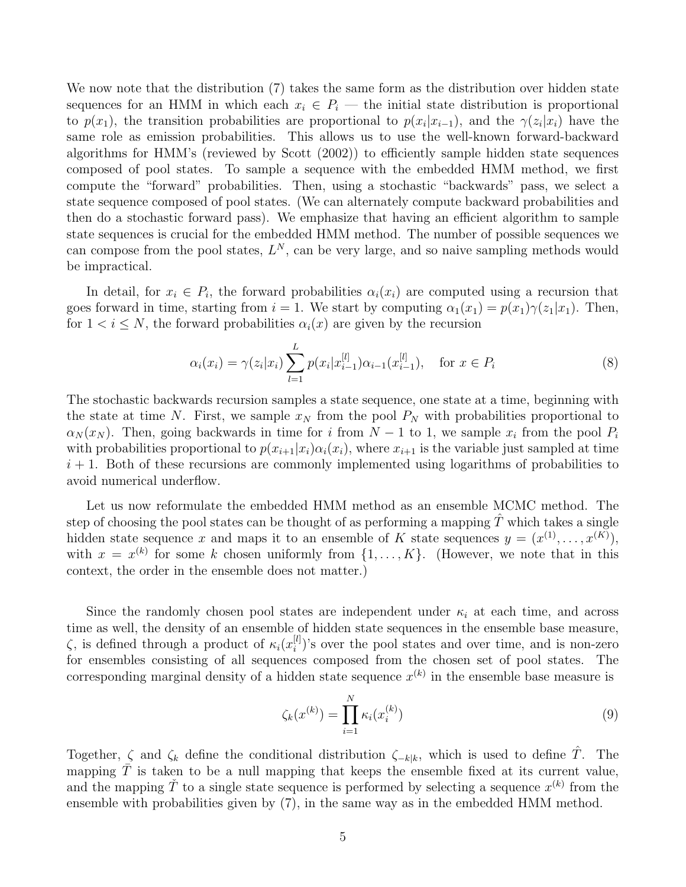We now note that the distribution (7) takes the same form as the distribution over hidden state sequences for an HMM in which each $x_i \in P_i$ — the initial state distribution is proportional to $p(x_1)$, the transition probabilities are proportional to $p(x_i|x_{i-1})$, and the $\gamma(z_i|x_i)$ have the same role as emission probabilities. This allows us to use the well-known forward-backward algorithms for HMM's (reviewed by Scott (2002)) to efficiently sample hidden state sequences composed of pool states. To sample a sequence with the embedded HMM method, we first compute the "forward" probabilities. Then, using a stochastic "backwards" pass, we select a state sequence composed of pool states. (We can alternately compute backward probabilities and then do a stochastic forward pass). We emphasize that having an efficient algorithm to sample state sequences is crucial for the embedded HMM method. The number of possible sequences we can compose from the pool states, $L^N$, can be very large, and so naive sampling methods would be impractical.

In detail, for $x_i \in P_i$, the forward probabilities $\alpha_i(x_i)$ are computed using a recursion that goes forward in time, starting from $i = 1$. We start by computing $\alpha_1(x_1) = p(x_1)\gamma(z_1|x_1)$. Then, for $1 < i \leq N$, the forward probabilities $\alpha_i(x)$ are given by the recursion

$$\alpha_i(x_i) = \gamma(z_i|x_i) \sum_{l=1}^{L} p(x_i|x_{i-1}^{[l]})\alpha_{i-1}(x_{i-1}^{[l]}), \quad \text{for } x \in P_i \tag{8}$$

The stochastic backwards recursion samples a state sequence, one state at a time, beginning with the state at time $N$. First, we sample $x_N$ from the pool $P_N$ with probabilities proportional to $\alpha_N(x_N)$. Then, going backwards in time for $i$ from $N-1$ to 1, we sample $x_i$ from the pool $P_i$ with probabilities proportional to $p(x_{i+1}|x_i)\alpha_i(x_i)$, where $x_{i+1}$ is the variable just sampled at time $i+1$. Both of these recursions are commonly implemented using logarithms of probabilities to avoid numerical underflow.

Let us now reformulate the embedded HMM method as an ensemble MCMC method. The step of choosing the pool states can be thought of as performing a mapping $\hat{T}$ which takes a single hidden state sequence $x$ and maps it to an ensemble of $K$ state sequences $y = (x^{(1)}, \ldots, x^{(K)})$, with $x = x^{(k)}$ for some $k$ chosen uniformly from $\{1, \ldots, K\}$. (However, we note that in this context, the order in the ensemble does not matter.)

Since the randomly chosen pool states are independent under $\kappa_i$ at each time, and across time as well, the density of an ensemble of hidden state sequences in the ensemble base measure, $\zeta$, is defined through a product of $\kappa_i(x_i^{[l]})$'s over the pool states and over time, and is non-zero for ensembles consisting of all sequences composed from the chosen set of pool states. The corresponding marginal density of a hidden state sequence $x^{(k)}$ in the ensemble base measure is

$$\zeta_k(x^{(k)}) = \prod_{i=1}^{N} \kappa_i(x_i^{(k)}) \tag{9}$$

Together, $\zeta$ and $\zeta_k$ define the conditional distribution $\zeta_{-k|k}$, which is used to define $\hat{T}$. The mapping $\bar{T}$ is taken to be a null mapping that keeps the ensemble fixed at its current value, and the mapping $\check{T}$ to a single state sequence is performed by selecting a sequence $x^{(k)}$ from the ensemble with probabilities given by (7), in the same way as in the embedded HMM method.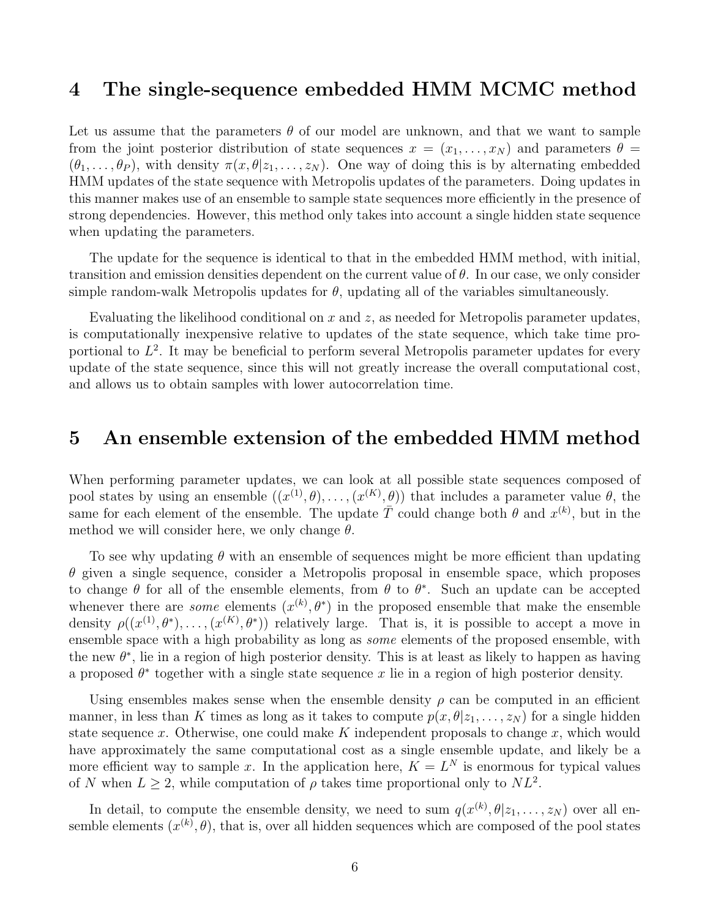## 4 The single-sequence embedded HMM MCMC method

Let us assume that the parameters $\theta$ of our model are unknown, and that we want to sample from the joint posterior distribution of state sequences $x = (x_1, \ldots, x_N)$ and parameters $\theta = (\theta_1, \ldots, \theta_P)$, with density $\pi(x, \theta | z_1, \ldots, z_N)$. One way of doing this is by alternating embedded HMM updates of the state sequence with Metropolis updates of the parameters. Doing updates in this manner makes use of an ensemble to sample state sequences more efficiently in the presence of strong dependencies. However, this method only takes into account a single hidden state sequence when updating the parameters.

The update for the sequence is identical to that in the embedded HMM method, with initial, transition and emission densities dependent on the current value of $\theta$. In our case, we only consider simple random-walk Metropolis updates for $\theta$, updating all of the variables simultaneously.

Evaluating the likelihood conditional on $x$ and $z$, as needed for Metropolis parameter updates, is computationally inexpensive relative to updates of the state sequence, which take time proportional to $L^2$. It may be beneficial to perform several Metropolis parameter updates for every update of the state sequence, since this will not greatly increase the overall computational cost, and allows us to obtain samples with lower autocorrelation time.

## 5 An ensemble extension of the embedded HMM method

When performing parameter updates, we can look at all possible state sequences composed of pool states by using an ensemble $((x^{(1)}, \theta), \ldots, (x^{(K)}, \theta))$ that includes a parameter value $\theta$, the same for each element of the ensemble. The update $\bar{T}$ could change both $\theta$ and $x^{(k)}$, but in the method we will consider here, we only change $\theta$.

To see why updating $\theta$ with an ensemble of sequences might be more efficient than updating $\theta$ given a single sequence, consider a Metropolis proposal in ensemble space, which proposes to change $\theta$ for all of the ensemble elements, from $\theta$ to $\theta^*$. Such an update can be accepted whenever there are *some* elements $(x^{(k)}, \theta^*)$ in the proposed ensemble that make the ensemble density $\rho((x^{(1)}, \theta^*), \ldots, (x^{(K)}, \theta^*))$ relatively large. That is, it is possible to accept a move in ensemble space with a high probability as long as *some* elements of the proposed ensemble, with the new $\theta^*$, lie in a region of high posterior density. This is at least as likely to happen as having a proposed $\theta^*$ together with a single state sequence $x$ lie in a region of high posterior density.

Using ensembles makes sense when the ensemble density $\rho$ can be computed in an efficient manner, in less than $K$ times as long as it takes to compute $p(x, \theta | z_1, \ldots, z_N)$ for a single hidden state sequence $x$. Otherwise, one could make $K$ independent proposals to change $x$, which would have approximately the same computational cost as a single ensemble update, and likely be a more efficient way to sample $x$. In the application here, $K = L^N$ is enormous for typical values of $N$ when $L \geq 2$, while computation of $\rho$ takes time proportional only to $NL^2$.

In detail, to compute the ensemble density, we need to sum $q(x^{(k)}, \theta | z_1, \ldots, z_N)$ over all ensemble elements $(x^{(k)}, \theta)$, that is, over all hidden sequences which are composed of the pool states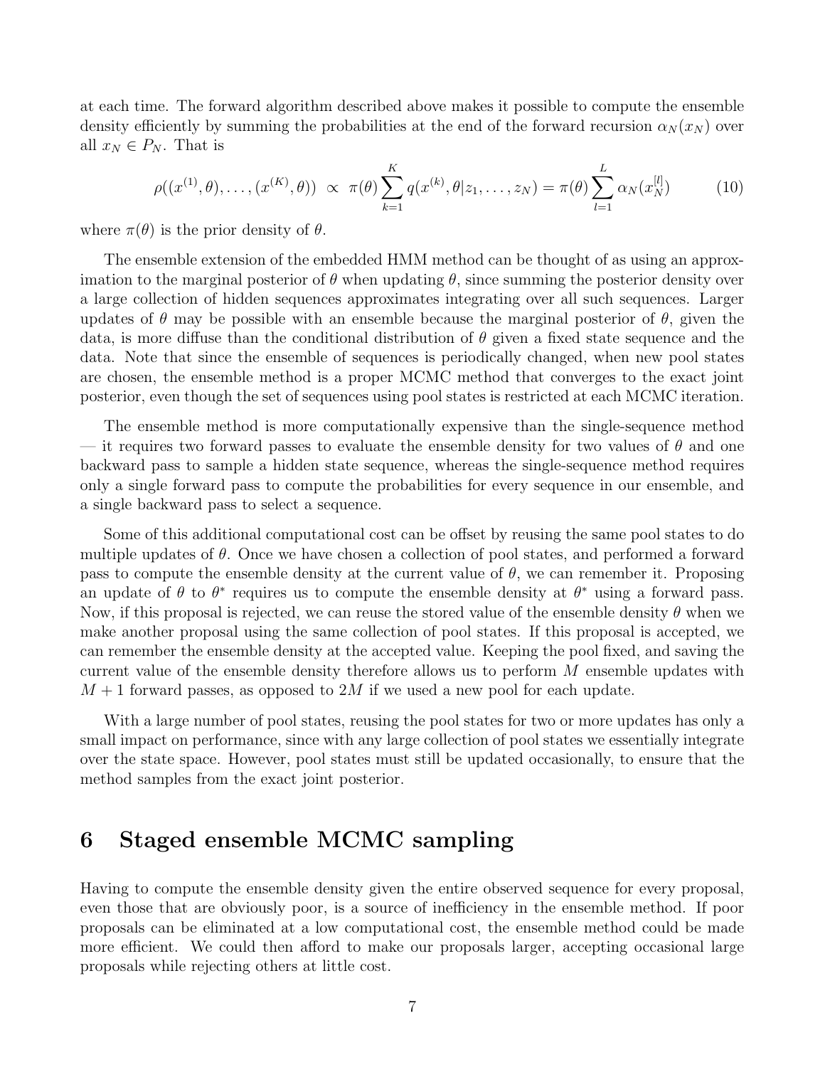at each time. The forward algorithm described above makes it possible to compute the ensemble density efficiently by summing the probabilities at the end of the forward recursion $\alpha_N(x_N)$ over all $x_N \in P_N$. That is

$$\rho((x^{(1)}, \theta), \ldots, (x^{(K)}, \theta)) \;\propto\; \pi(\theta) \sum_{k=1}^{K} q(x^{(k)}, \theta | z_1, \ldots, z_N) = \pi(\theta) \sum_{l=1}^{L} \alpha_N(x_N^{[l]}) \tag{10}$$

where $\pi(\theta)$ is the prior density of $\theta$.

The ensemble extension of the embedded HMM method can be thought of as using an approximation to the marginal posterior of $\theta$ when updating $\theta$, since summing the posterior density over a large collection of hidden sequences approximates integrating over all such sequences. Larger updates of $\theta$ may be possible with an ensemble because the marginal posterior of $\theta$, given the data, is more diffuse than the conditional distribution of $\theta$ given a fixed state sequence and the data. Note that since the ensemble of sequences is periodically changed, when new pool states are chosen, the ensemble method is a proper MCMC method that converges to the exact joint posterior, even though the set of sequences using pool states is restricted at each MCMC iteration.

The ensemble method is more computationally expensive than the single-sequence method — it requires two forward passes to evaluate the ensemble density for two values of $\theta$ and one backward pass to sample a hidden state sequence, whereas the single-sequence method requires only a single forward pass to compute the probabilities for every sequence in our ensemble, and a single backward pass to select a sequence.

Some of this additional computational cost can be offset by reusing the same pool states to do multiple updates of $\theta$. Once we have chosen a collection of pool states, and performed a forward pass to compute the ensemble density at the current value of $\theta$, we can remember it. Proposing an update of $\theta$ to $\theta^*$ requires us to compute the ensemble density at $\theta^*$ using a forward pass. Now, if this proposal is rejected, we can reuse the stored value of the ensemble density $\theta$ when we make another proposal using the same collection of pool states. If this proposal is accepted, we can remember the ensemble density at the accepted value. Keeping the pool fixed, and saving the current value of the ensemble density therefore allows us to perform $M$ ensemble updates with $M + 1$ forward passes, as opposed to $2M$ if we used a new pool for each update.

With a large number of pool states, reusing the pool states for two or more updates has only a small impact on performance, since with any large collection of pool states we essentially integrate over the state space. However, pool states must still be updated occasionally, to ensure that the method samples from the exact joint posterior.

# 6 Staged ensemble MCMC sampling

Having to compute the ensemble density given the entire observed sequence for every proposal, even those that are obviously poor, is a source of inefficiency in the ensemble method. If poor proposals can be eliminated at a low computational cost, the ensemble method could be made more efficient. We could then afford to make our proposals larger, accepting occasional large proposals while rejecting others at little cost.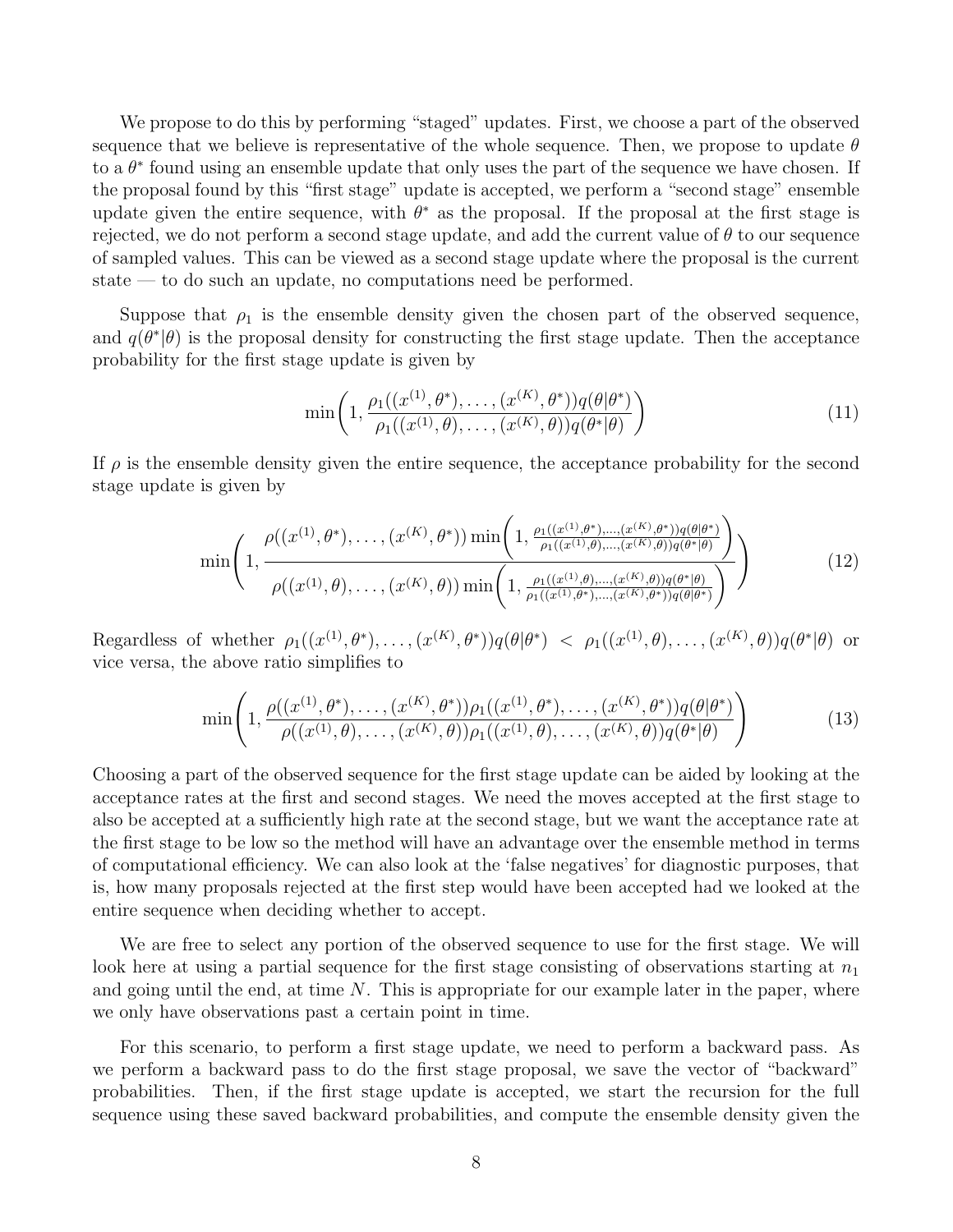We propose to do this by performing "staged" updates. First, we choose a part of the observed sequence that we believe is representative of the whole sequence. Then, we propose to update $\theta$ to a $\theta^*$ found using an ensemble update that only uses the part of the sequence we have chosen. If the proposal found by this "first stage" update is accepted, we perform a "second stage" ensemble update given the entire sequence, with $\theta^*$ as the proposal. If the proposal at the first stage is rejected, we do not perform a second stage update, and add the current value of $\theta$ to our sequence of sampled values. This can be viewed as a second stage update where the proposal is the current state — to do such an update, no computations need be performed.

Suppose that $\rho_1$ is the ensemble density given the chosen part of the observed sequence, and $q(\theta^*|\theta)$ is the proposal density for constructing the first stage update. Then the acceptance probability for the first stage update is given by

$$\min\left(1, \frac{\rho_1((x^{(1)}, \theta^*), \ldots, (x^{(K)}, \theta^*))q(\theta|\theta^*)}{\rho_1((x^{(1)}, \theta), \ldots, (x^{(K)}, \theta))q(\theta^*|\theta)}\right) \tag{11}$$

If $\rho$ is the ensemble density given the entire sequence, the acceptance probability for the second stage update is given by

$$\min\left(1, \frac{\rho((x^{(1)}, \theta^*), \ldots, (x^{(K)}, \theta^*)) \min\left(1, \frac{\rho_1((x^{(1)}, \theta^*), \ldots, (x^{(K)}, \theta^*))q(\theta|\theta^*)}{\rho_1((x^{(1)}, \theta), \ldots, (x^{(K)}, \theta))q(\theta^*|\theta)}\right)}{\rho((x^{(1)}, \theta), \ldots, (x^{(K)}, \theta)) \min\left(1, \frac{\rho_1((x^{(1)}, \theta), \ldots, (x^{(K)}, \theta))q(\theta^*|\theta)}{\rho_1((x^{(1)}, \theta^*), \ldots, (x^{(K)}, \theta^*))q(\theta|\theta^*)}\right)}\right) \tag{12}$$

Regardless of whether $\rho_1((x^{(1)}, \theta^*), \ldots, (x^{(K)}, \theta^*))q(\theta|\theta^*) < \rho_1((x^{(1)}, \theta), \ldots, (x^{(K)}, \theta))q(\theta^*|\theta)$ or vice versa, the above ratio simplifies to

$$\min\left(1, \frac{\rho((x^{(1)}, \theta^*), \ldots, (x^{(K)}, \theta^*))\rho_1((x^{(1)}, \theta^*), \ldots, (x^{(K)}, \theta^*))q(\theta|\theta^*)}{\rho((x^{(1)}, \theta), \ldots, (x^{(K)}, \theta))\rho_1((x^{(1)}, \theta), \ldots, (x^{(K)}, \theta))q(\theta^*|\theta)}\right) \tag{13}$$

Choosing a part of the observed sequence for the first stage update can be aided by looking at the acceptance rates at the first and second stages. We need the moves accepted at the first stage to also be accepted at a sufficiently high rate at the second stage, but we want the acceptance rate at the first stage to be low so the method will have an advantage over the ensemble method in terms of computational efficiency. We can also look at the 'false negatives' for diagnostic purposes, that is, how many proposals rejected at the first step would have been accepted had we looked at the entire sequence when deciding whether to accept.

We are free to select any portion of the observed sequence to use for the first stage. We will look here at using a partial sequence for the first stage consisting of observations starting at $n_1$ and going until the end, at time $N$. This is appropriate for our example later in the paper, where we only have observations past a certain point in time.

For this scenario, to perform a first stage update, we need to perform a backward pass. As we perform a backward pass to do the first stage proposal, we save the vector of "backward" probabilities. Then, if the first stage update is accepted, we start the recursion for the full sequence using these saved backward probabilities, and compute the ensemble density given the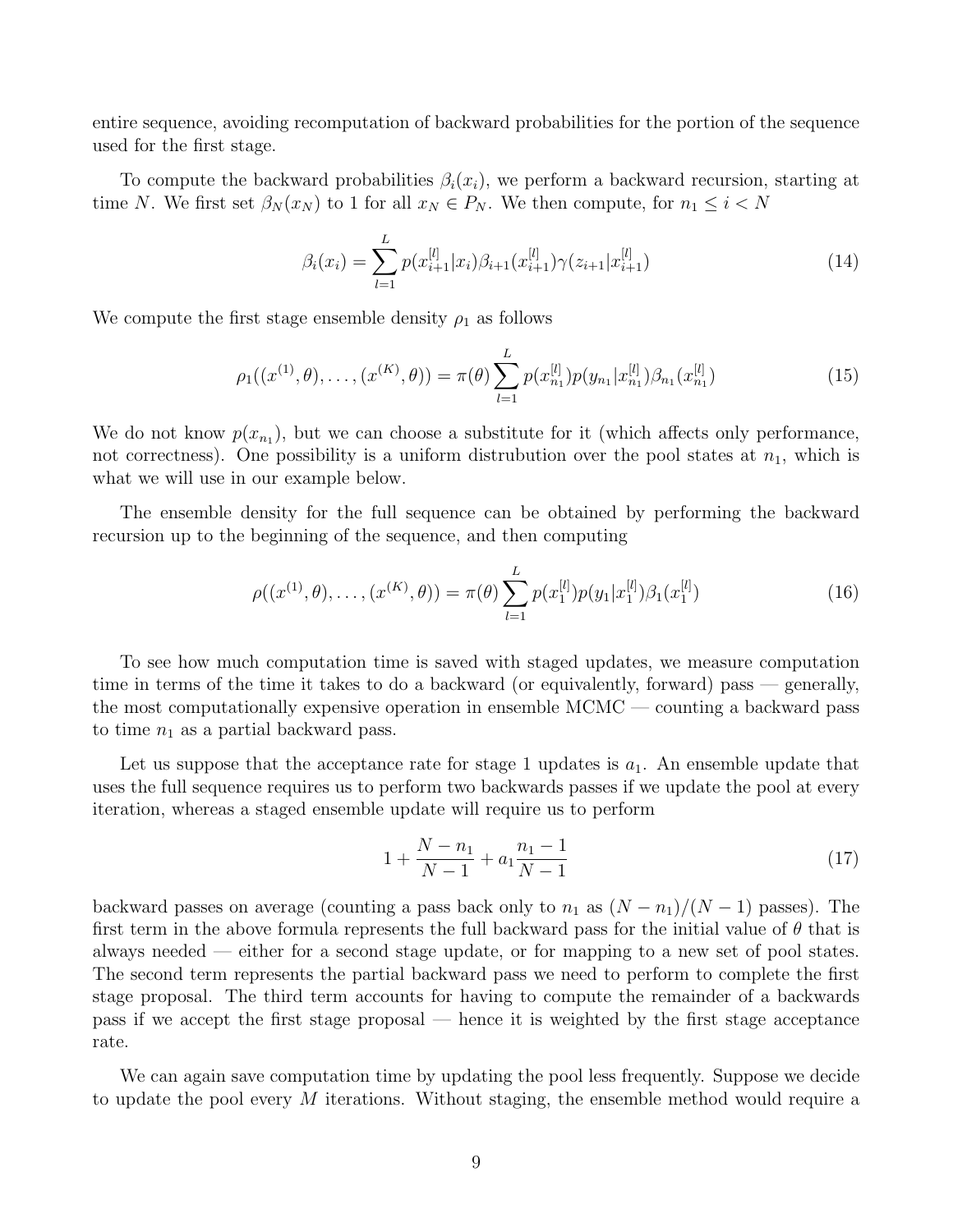entire sequence, avoiding recomputation of backward probabilities for the portion of the sequence used for the first stage.

To compute the backward probabilities $\beta_i(x_i)$, we perform a backward recursion, starting at time $N$. We first set $\beta_N(x_N)$ to 1 for all $x_N \in P_N$. We then compute, for $n_1 \leq i < N$

$$\beta_i(x_i) = \sum_{l=1}^{L} p(x_{i+1}^{[l]}|x_i)\beta_{i+1}(x_{i+1}^{[l]})\gamma(z_{i+1}|x_{i+1}^{[l]}) \tag{14}$$

We compute the first stage ensemble density $\rho_1$ as follows

$$\rho_1((x^{(1)}, \theta), \ldots, (x^{(K)}, \theta)) = \pi(\theta) \sum_{l=1}^{L} p(x_{n_1}^{[l]})p(y_{n_1}|x_{n_1}^{[l]})\beta_{n_1}(x_{n_1}^{[l]}) \tag{15}$$

We do not know $p(x_{n_1})$, but we can choose a substitute for it (which affects only performance, not correctness). One possibility is a uniform distrubution over the pool states at $n_1$, which is what we will use in our example below.

The ensemble density for the full sequence can be obtained by performing the backward recursion up to the beginning of the sequence, and then computing

$$\rho((x^{(1)}, \theta), \ldots, (x^{(K)}, \theta)) = \pi(\theta) \sum_{l=1}^{L} p(x_1^{[l]})p(y_1|x_1^{[l]})\beta_1(x_1^{[l]}) \tag{16}$$

To see how much computation time is saved with staged updates, we measure computation time in terms of the time it takes to do a backward (or equivalently, forward) pass — generally, the most computationally expensive operation in ensemble MCMC — counting a backward pass to time $n_1$ as a partial backward pass.

Let us suppose that the acceptance rate for stage 1 updates is $a_1$. An ensemble update that uses the full sequence requires us to perform two backwards passes if we update the pool at every iteration, whereas a staged ensemble update will require us to perform

$$1 + \frac{N - n_1}{N - 1} + a_1 \frac{n_1 - 1}{N - 1} \tag{17}$$

backward passes on average (counting a pass back only to $n_1$ as $(N - n_1)/(N - 1)$ passes). The first term in the above formula represents the full backward pass for the initial value of $\theta$ that is always needed — either for a second stage update, or for mapping to a new set of pool states. The second term represents the partial backward pass we need to perform to complete the first stage proposal. The third term accounts for having to compute the remainder of a backwards pass if we accept the first stage proposal — hence it is weighted by the first stage acceptance rate.

We can again save computation time by updating the pool less frequently. Suppose we decide to update the pool every $M$ iterations. Without staging, the ensemble method would require a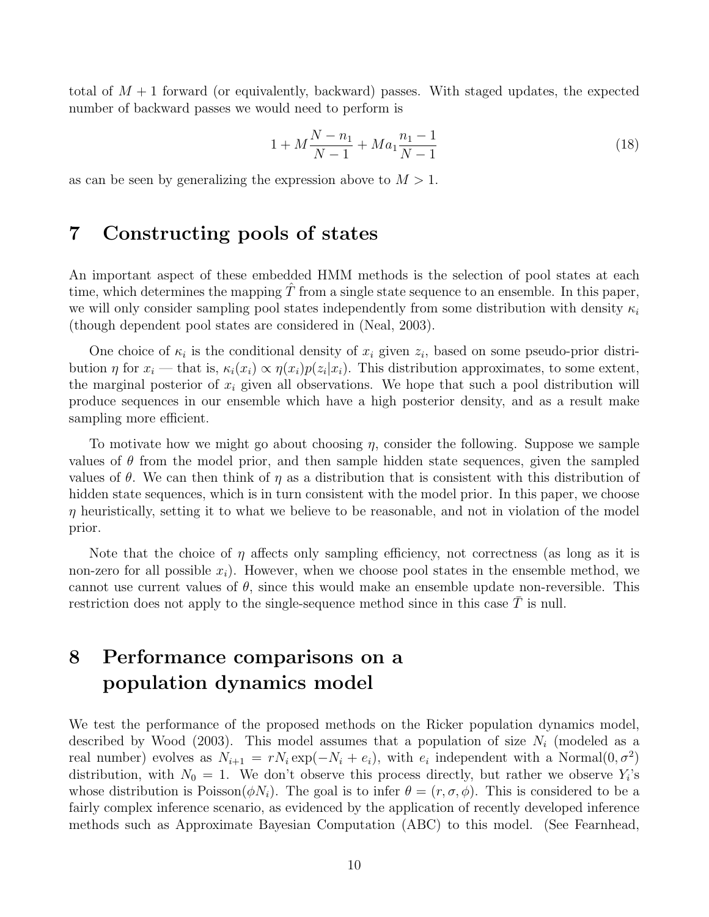total of $M + 1$ forward (or equivalently, backward) passes. With staged updates, the expected number of backward passes we would need to perform is

$$1 + M\frac{N - n_1}{N - 1} + Ma_1\frac{n_1 - 1}{N - 1} \tag{18}$$

as can be seen by generalizing the expression above to $M > 1$.

# 7 Constructing pools of states

An important aspect of these embedded HMM methods is the selection of pool states at each time, which determines the mapping $\hat{T}$ from a single state sequence to an ensemble. In this paper, we will only consider sampling pool states independently from some distribution with density $\kappa_i$ (though dependent pool states are considered in (Neal, 2003).

One choice of $\kappa_i$ is the conditional density of $x_i$ given $z_i$, based on some pseudo-prior distribution $\eta$ for $x_i$ — that is, $\kappa_i(x_i) \propto \eta(x_i)p(z_i|x_i)$. This distribution approximates, to some extent, the marginal posterior of $x_i$ given all observations. We hope that such a pool distribution will produce sequences in our ensemble which have a high posterior density, and as a result make sampling more efficient.

To motivate how we might go about choosing $\eta$, consider the following. Suppose we sample values of $\theta$ from the model prior, and then sample hidden state sequences, given the sampled values of $\theta$. We can then think of $\eta$ as a distribution that is consistent with this distribution of hidden state sequences, which is in turn consistent with the model prior. In this paper, we choose $\eta$ heuristically, setting it to what we believe to be reasonable, and not in violation of the model prior.

Note that the choice of $\eta$ affects only sampling efficiency, not correctness (as long as it is non-zero for all possible $x_i$). However, when we choose pool states in the ensemble method, we cannot use current values of $\theta$, since this would make an ensemble update non-reversible. This restriction does not apply to the single-sequence method since in this case $\bar{T}$ is null.

# 8 Performance comparisons on a population dynamics model

We test the performance of the proposed methods on the Ricker population dynamics model, described by Wood (2003). This model assumes that a population of size $N_i$ (modeled as a real number) evolves as $N_{i+1} = rN_i \exp(-N_i + e_i)$, with $e_i$ independent with a Normal$(0, \sigma^2)$ distribution, with $N_0 = 1$. We don't observe this process directly, but rather we observe $Y_i$'s whose distribution is Poisson$(\phi N_i)$. The goal is to infer $\theta = (r, \sigma, \phi)$. This is considered to be a fairly complex inference scenario, as evidenced by the application of recently developed inference methods such as Approximate Bayesian Computation (ABC) to this model. (See Fearnhead,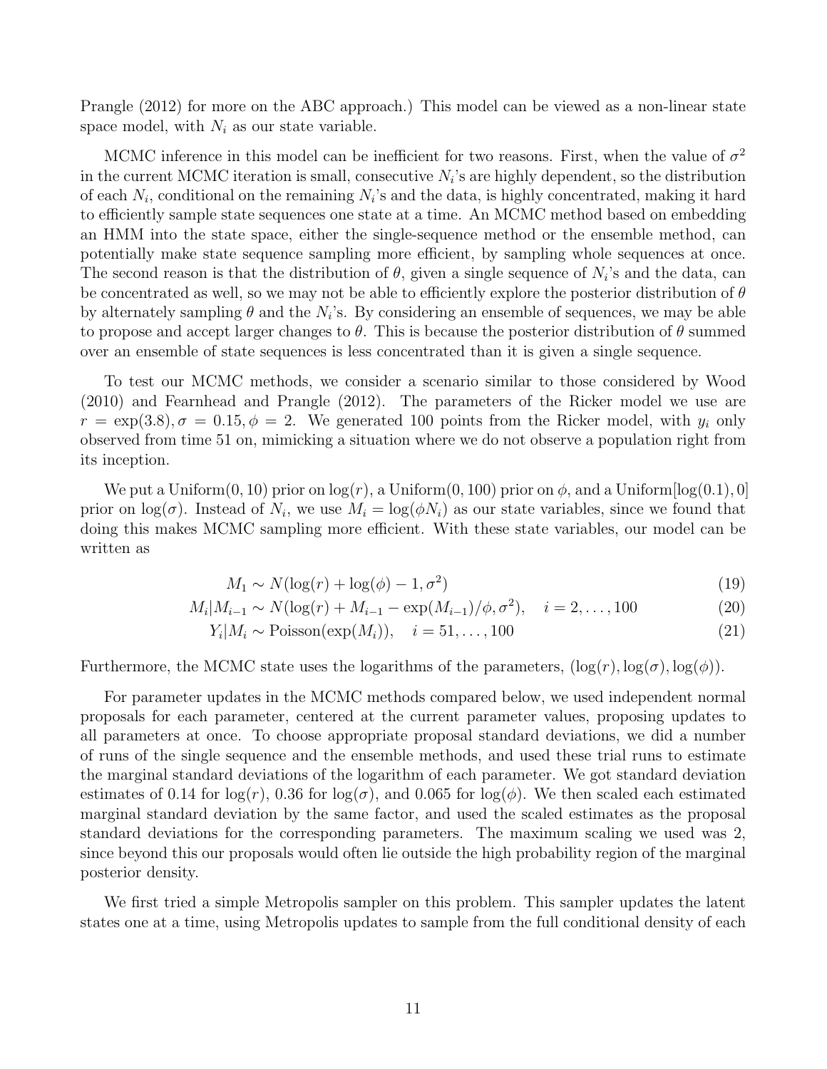Prangle (2012) for more on the ABC approach.) This model can be viewed as a non-linear state space model, with $N_i$ as our state variable.

MCMC inference in this model can be inefficient for two reasons. First, when the value of $\sigma^2$ in the current MCMC iteration is small, consecutive $N_i$'s are highly dependent, so the distribution of each $N_i$, conditional on the remaining $N_i$'s and the data, is highly concentrated, making it hard to efficiently sample state sequences one state at a time. An MCMC method based on embedding an HMM into the state space, either the single-sequence method or the ensemble method, can potentially make state sequence sampling more efficient, by sampling whole sequences at once. The second reason is that the distribution of $\theta$, given a single sequence of $N_i$'s and the data, can be concentrated as well, so we may not be able to efficiently explore the posterior distribution of $\theta$ by alternately sampling $\theta$ and the $N_i$'s. By considering an ensemble of sequences, we may be able to propose and accept larger changes to $\theta$. This is because the posterior distribution of $\theta$ summed over an ensemble of state sequences is less concentrated than it is given a single sequence.

To test our MCMC methods, we consider a scenario similar to those considered by Wood (2010) and Fearnhead and Prangle (2012). The parameters of the Ricker model we use are $r = \exp(3.8), \sigma = 0.15, \phi = 2$. We generated 100 points from the Ricker model, with $y_i$ only observed from time 51 on, mimicking a situation where we do not observe a population right from its inception.

We put a Uniform$(0, 10)$ prior on $\log(r)$, a Uniform$(0, 100)$ prior on $\phi$, and a Uniform$[\log(0.1), 0]$ prior on $\log(\sigma)$. Instead of $N_i$, we use $M_i = \log(\phi N_i)$ as our state variables, since we found that doing this makes MCMC sampling more efficient. With these state variables, our model can be written as

$$M_1 \sim N(\log(r) + \log(\phi) - 1, \sigma^2) \tag{19}$$

$$M_i | M_{i-1} \sim N(\log(r) + M_{i-1} - \exp(M_{i-1})/\phi, \sigma^2), \quad i = 2, \ldots, 100 \tag{20}$$

$$Y_i | M_i \sim \text{Poisson}(\exp(M_i)), \quad i = 51, \ldots, 100 \tag{21}$$

Furthermore, the MCMC state uses the logarithms of the parameters, $(\log(r), \log(\sigma), \log(\phi))$.

For parameter updates in the MCMC methods compared below, we used independent normal proposals for each parameter, centered at the current parameter values, proposing updates to all parameters at once. To choose appropriate proposal standard deviations, we did a number of runs of the single sequence and the ensemble methods, and used these trial runs to estimate the marginal standard deviations of the logarithm of each parameter. We got standard deviation estimates of 0.14 for $\log(r)$, 0.36 for $\log(\sigma)$, and 0.065 for $\log(\phi)$. We then scaled each estimated marginal standard deviation by the same factor, and used the scaled estimates as the proposal standard deviations for the corresponding parameters. The maximum scaling we used was 2, since beyond this our proposals would often lie outside the high probability region of the marginal posterior density.

We first tried a simple Metropolis sampler on this problem. This sampler updates the latent states one at a time, using Metropolis updates to sample from the full conditional density of each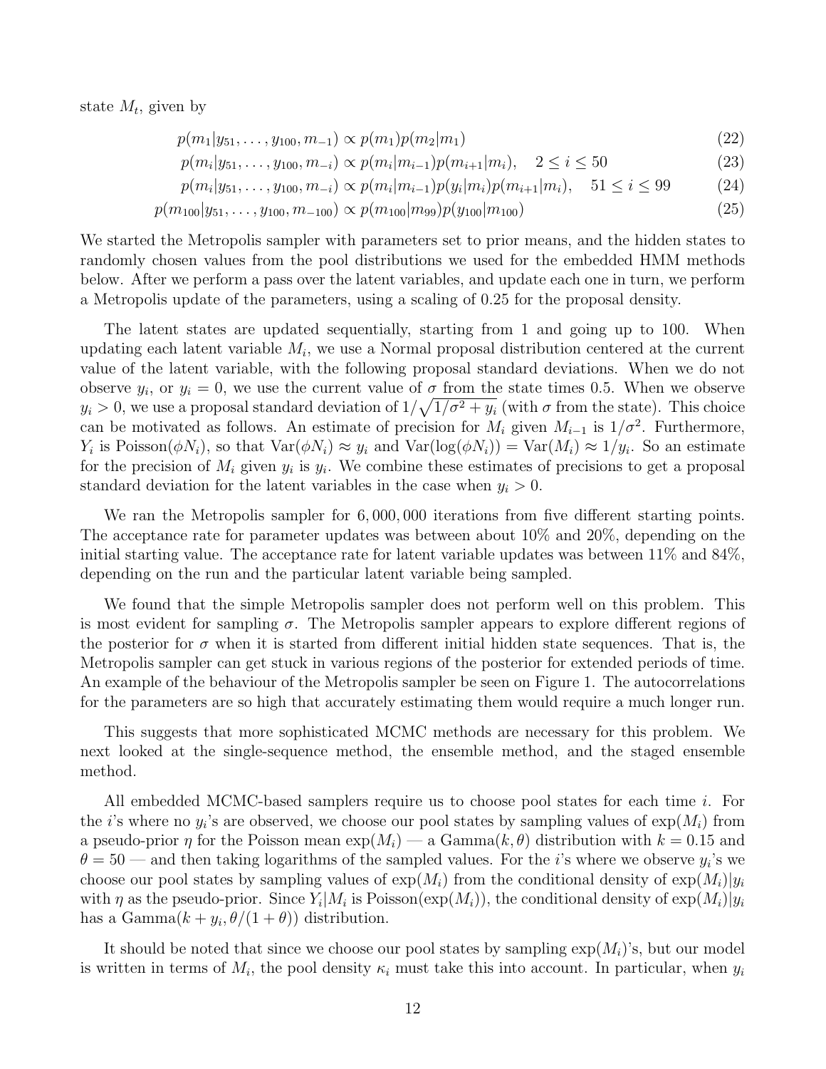state $M_t$, given by

$$p(m_1|y_{51},\ldots,y_{100},m_{-1}) \propto p(m_1)p(m_2|m_1) \tag{22}$$

$$p(m_i|y_{51},\ldots,y_{100},m_{-i}) \propto p(m_i|m_{i-1})p(m_{i+1}|m_i), \quad 2 \le i \le 50 \tag{23}$$

$$p(m_i|y_{51},\ldots,y_{100},m_{-i}) \propto p(m_i|m_{i-1})p(y_i|m_i)p(m_{i+1}|m_i), \quad 51 \le i \le 99 \tag{24}$$

$$p(m_{100}|y_{51},\ldots,y_{100},m_{-100}) \propto p(m_{100}|m_{99})p(y_{100}|m_{100}) \tag{25}$$

We started the Metropolis sampler with parameters set to prior means, and the hidden states to randomly chosen values from the pool distributions we used for the embedded HMM methods below. After we perform a pass over the latent variables, and update each one in turn, we perform a Metropolis update of the parameters, using a scaling of 0.25 for the proposal density.

The latent states are updated sequentially, starting from 1 and going up to 100. When updating each latent variable $M_i$, we use a Normal proposal distribution centered at the current value of the latent variable, with the following proposal standard deviations. When we do not observe $y_i$, or $y_i = 0$, we use the current value of $\sigma$ from the state times 0.5. When we observe $y_i > 0$, we use a proposal standard deviation of $1/\sqrt{1/\sigma^2 + y_i}$ (with $\sigma$ from the state). This choice can be motivated as follows. An estimate of precision for $M_i$ given $M_{i-1}$ is $1/\sigma^2$. Furthermore, $Y_i$ is Poisson($\phi N_i$), so that $\text{Var}(\phi N_i) \approx y_i$ and $\text{Var}(\log(\phi N_i)) = \text{Var}(M_i) \approx 1/y_i$. So an estimate for the precision of $M_i$ given $y_i$ is $y_i$. We combine these estimates of precisions to get a proposal standard deviation for the latent variables in the case when $y_i > 0$.

We ran the Metropolis sampler for 6,000,000 iterations from five different starting points. The acceptance rate for parameter updates was between about 10% and 20%, depending on the initial starting value. The acceptance rate for latent variable updates was between 11% and 84%, depending on the run and the particular latent variable being sampled.

We found that the simple Metropolis sampler does not perform well on this problem. This is most evident for sampling $\sigma$. The Metropolis sampler appears to explore different regions of the posterior for $\sigma$ when it is started from different initial hidden state sequences. That is, the Metropolis sampler can get stuck in various regions of the posterior for extended periods of time. An example of the behaviour of the Metropolis sampler be seen on Figure 1. The autocorrelations for the parameters are so high that accurately estimating them would require a much longer run.

This suggests that more sophisticated MCMC methods are necessary for this problem. We next looked at the single-sequence method, the ensemble method, and the staged ensemble method.

All embedded MCMC-based samplers require us to choose pool states for each time $i$. For the $i$'s where no $y_i$'s are observed, we choose our pool states by sampling values of $\exp(M_i)$ from a pseudo-prior $\eta$ for the Poisson mean $\exp(M_i)$ — a Gamma($k, \theta$) distribution with $k = 0.15$ and $\theta = 50$ — and then taking logarithms of the sampled values. For the $i$'s where we observe $y_i$'s we choose our pool states by sampling values of $\exp(M_i)$ from the conditional density of $\exp(M_i)|y_i$ with $\eta$ as the pseudo-prior. Since $Y_i|M_i$ is Poisson($\exp(M_i)$), the conditional density of $\exp(M_i)|y_i$ has a Gamma($k + y_i, \theta/(1+\theta)$) distribution.

It should be noted that since we choose our pool states by sampling $\exp(M_i)$'s, but our model is written in terms of $M_i$, the pool density $\kappa_i$ must take this into account. In particular, when $y_i$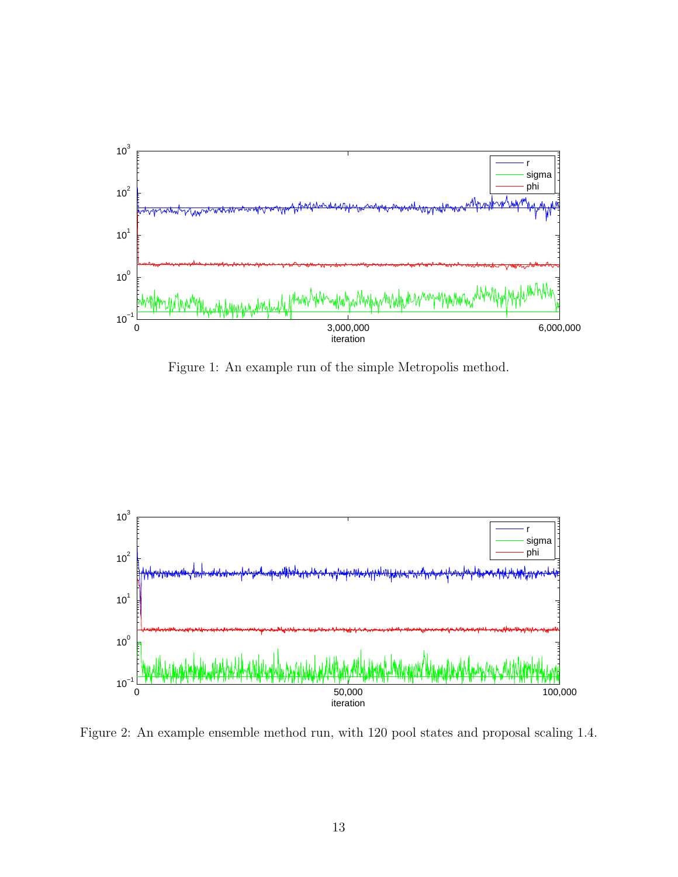Figure 1: An example run of the simple Metropolis method.

Figure 2: An example ensemble method run, with 120 pool states and proposal scaling 1.4.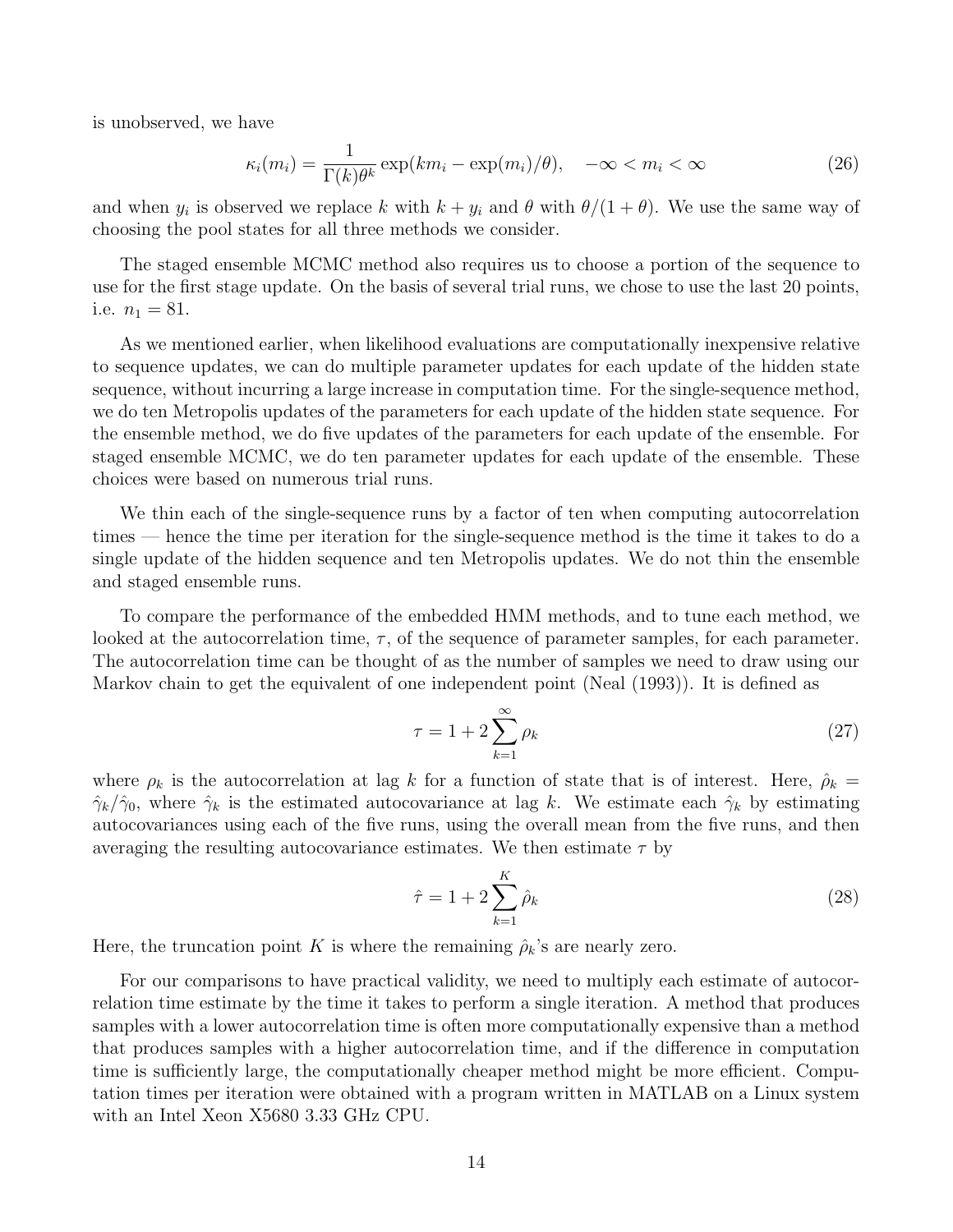is unobserved, we have

$$\kappa_i(m_i) = \frac{1}{\Gamma(k)\theta^k} \exp(km_i - \exp(m_i)/\theta), \quad -\infty < m_i < \infty \tag{26}$$

and when $y_i$ is observed we replace $k$ with $k + y_i$ and $\theta$ with $\theta/(1+\theta)$. We use the same way of choosing the pool states for all three methods we consider.

The staged ensemble MCMC method also requires us to choose a portion of the sequence to use for the first stage update. On the basis of several trial runs, we chose to use the last 20 points, i.e. $n_1 = 81$.

As we mentioned earlier, when likelihood evaluations are computationally inexpensive relative to sequence updates, we can do multiple parameter updates for each update of the hidden state sequence, without incurring a large increase in computation time. For the single-sequence method, we do ten Metropolis updates of the parameters for each update of the hidden state sequence. For the ensemble method, we do five updates of the parameters for each update of the ensemble. For staged ensemble MCMC, we do ten parameter updates for each update of the ensemble. These choices were based on numerous trial runs.

We thin each of the single-sequence runs by a factor of ten when computing autocorrelation times — hence the time per iteration for the single-sequence method is the time it takes to do a single update of the hidden sequence and ten Metropolis updates. We do not thin the ensemble and staged ensemble runs.

To compare the performance of the embedded HMM methods, and to tune each method, we looked at the autocorrelation time, $\tau$, of the sequence of parameter samples, for each parameter. The autocorrelation time can be thought of as the number of samples we need to draw using our Markov chain to get the equivalent of one independent point (Neal (1993)). It is defined as

$$\tau = 1 + 2\sum_{k=1}^{\infty} \rho_k \tag{27}$$

where $\rho_k$ is the autocorrelation at lag $k$ for a function of state that is of interest. Here, $\hat{\rho}_k = \hat{\gamma}_k/\hat{\gamma}_0$, where $\hat{\gamma}_k$ is the estimated autocovariance at lag $k$. We estimate each $\hat{\gamma}_k$ by estimating autocovariances using each of the five runs, using the overall mean from the five runs, and then averaging the resulting autocovariance estimates. We then estimate $\tau$ by

$$\hat{\tau} = 1 + 2\sum_{k=1}^{K} \hat{\rho}_k \tag{28}$$

Here, the truncation point $K$ is where the remaining $\hat{\rho}_k$'s are nearly zero.

For our comparisons to have practical validity, we need to multiply each estimate of autocorrelation time estimate by the time it takes to perform a single iteration. A method that produces samples with a lower autocorrelation time is often more computationally expensive than a method that produces samples with a higher autocorrelation time, and if the difference in computation time is sufficiently large, the computationally cheaper method might be more efficient. Computation times per iteration were obtained with a program written in MATLAB on a Linux system with an Intel Xeon X5680 3.33 GHz CPU.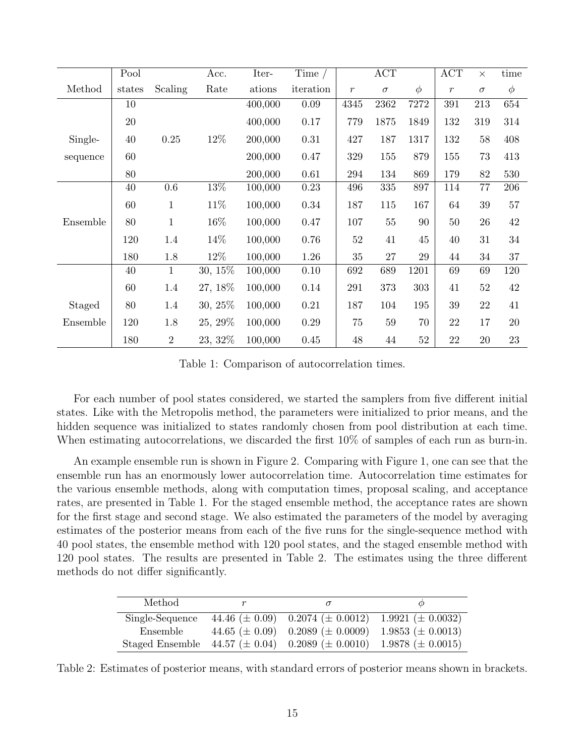| Method | Pool states | Scaling | Acc. Rate | Iter- ations | Time / iteration | ACT | | | ACT × time | | |
|---|---|---|---|---|---|---|---|---|---|---|---|
| | | | | | | $r$ | $\sigma$ | $\phi$ | $r$ | $\sigma$ | $\phi$ |
| Single-sequence | 10 | 0.25 | 12% | 400,000 | 0.09 | 4345 | 2362 | 7272 | 391 | 213 | 654 |
| | 20 | | | 400,000 | 0.17 | 779 | 1875 | 1849 | 132 | 319 | 314 |
| | 40 | | | 200,000 | 0.31 | 427 | 187 | 1317 | 132 | 58 | 408 |
| | 60 | | | 200,000 | 0.47 | 329 | 155 | 879 | 155 | 73 | 413 |
| | 80 | | | 200,000 | 0.61 | 294 | 134 | 869 | 179 | 82 | 530 |
| Ensemble | 40 | 0.6 | 13% | 100,000 | 0.23 | 496 | 335 | 897 | 114 | 77 | 206 |
| | 60 | 1 | 11% | 100,000 | 0.34 | 187 | 115 | 167 | 64 | 39 | 57 |
| | 80 | 1 | 16% | 100,000 | 0.47 | 107 | 55 | 90 | 50 | 26 | 42 |
| | 120 | 1.4 | 14% | 100,000 | 0.76 | 52 | 41 | 45 | 40 | 31 | 34 |
| | 180 | 1.8 | 12% | 100,000 | 1.26 | 35 | 27 | 29 | 44 | 34 | 37 |
| Staged Ensemble | 40 | 1 | 30, 15% | 100,000 | 0.10 | 692 | 689 | 1201 | 69 | 69 | 120 |
| | 60 | 1.4 | 27, 18% | 100,000 | 0.14 | 291 | 373 | 303 | 41 | 52 | 42 |
| | 80 | 1.4 | 30, 25% | 100,000 | 0.21 | 187 | 104 | 195 | 39 | 22 | 41 |
| | 120 | 1.8 | 25, 29% | 100,000 | 0.29 | 75 | 59 | 70 | 22 | 17 | 20 |
| | 180 | 2 | 23, 32% | 100,000 | 0.45 | 48 | 44 | 52 | 22 | 20 | 23 |

Table 1: Comparison of autocorrelation times.

For each number of pool states considered, we started the samplers from five different initial states. Like with the Metropolis method, the parameters were initialized to prior means, and the hidden sequence was initialized to states randomly chosen from pool distribution at each time. When estimating autocorrelations, we discarded the first 10% of samples of each run as burn-in.

An example ensemble run is shown in Figure 2. Comparing with Figure 1, one can see that the ensemble run has an enormously lower autocorrelation time. Autocorrelation time estimates for the various ensemble methods, along with computation times, proposal scaling, and acceptance rates, are presented in Table 1. For the staged ensemble method, the acceptance rates are shown for the first stage and second stage. We also estimated the parameters of the model by averaging estimates of the posterior means from each of the five runs for the single-sequence method with 40 pool states, the ensemble method with 120 pool states, and the staged ensemble method with 120 pool states. The results are presented in Table 2. The estimates using the three different methods do not differ significantly.

| Method | $r$ | $\sigma$ | $\phi$ |
|---|---|---|---|
| Single-Sequence | 44.46 ($\pm$ 0.09) | 0.2074 ($\pm$ 0.0012) | 1.9921 ($\pm$ 0.0032) |
| Ensemble | 44.65 ($\pm$ 0.09) | 0.2089 ($\pm$ 0.0009) | 1.9853 ($\pm$ 0.0013) |
| Staged Ensemble | 44.57 ($\pm$ 0.04) | 0.2089 ($\pm$ 0.0010) | 1.9878 ($\pm$ 0.0015) |

Table 2: Estimates of posterior means, with standard errors of posterior means shown in brackets.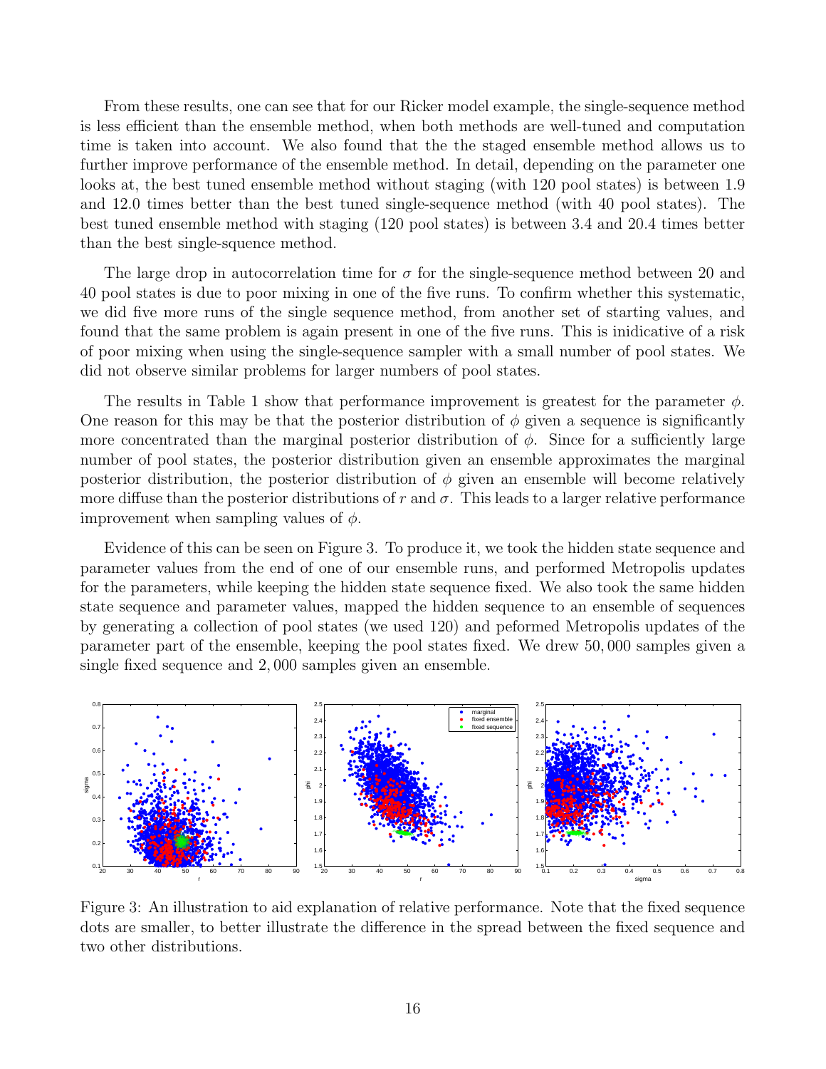From these results, one can see that for our Ricker model example, the single-sequence method is less efficient than the ensemble method, when both methods are well-tuned and computation time is taken into account. We also found that the the staged ensemble method allows us to further improve performance of the ensemble method. In detail, depending on the parameter one looks at, the best tuned ensemble method without staging (with 120 pool states) is between 1.9 and 12.0 times better than the best tuned single-sequence method (with 40 pool states). The best tuned ensemble method with staging (120 pool states) is between 3.4 and 20.4 times better than the best single-squence method.

The large drop in autocorrelation time for $\sigma$ for the single-sequence method between 20 and 40 pool states is due to poor mixing in one of the five runs. To confirm whether this systematic, we did five more runs of the single sequence method, from another set of starting values, and found that the same problem is again present in one of the five runs. This is inidicative of a risk of poor mixing when using the single-sequence sampler with a small number of pool states. We did not observe similar problems for larger numbers of pool states.

The results in Table 1 show that performance improvement is greatest for the parameter $\phi$. One reason for this may be that the posterior distribution of $\phi$ given a sequence is significantly more concentrated than the marginal posterior distribution of $\phi$. Since for a sufficiently large number of pool states, the posterior distribution given an ensemble approximates the marginal posterior distribution, the posterior distribution of $\phi$ given an ensemble will become relatively more diffuse than the posterior distributions of $r$ and $\sigma$. This leads to a larger relative performance improvement when sampling values of $\phi$.

Evidence of this can be seen on Figure 3. To produce it, we took the hidden state sequence and parameter values from the end of one of our ensemble runs, and performed Metropolis updates for the parameters, while keeping the hidden state sequence fixed. We also took the same hidden state sequence and parameter values, mapped the hidden sequence to an ensemble of sequences by generating a collection of pool states (we used 120) and peformed Metropolis updates of the parameter part of the ensemble, keeping the pool states fixed. We drew 50,000 samples given a single fixed sequence and 2,000 samples given an ensemble.

Figure 3: An illustration to aid explanation of relative performance. Note that the fixed sequence dots are smaller, to better illustrate the difference in the spread between the fixed sequence and two other distributions.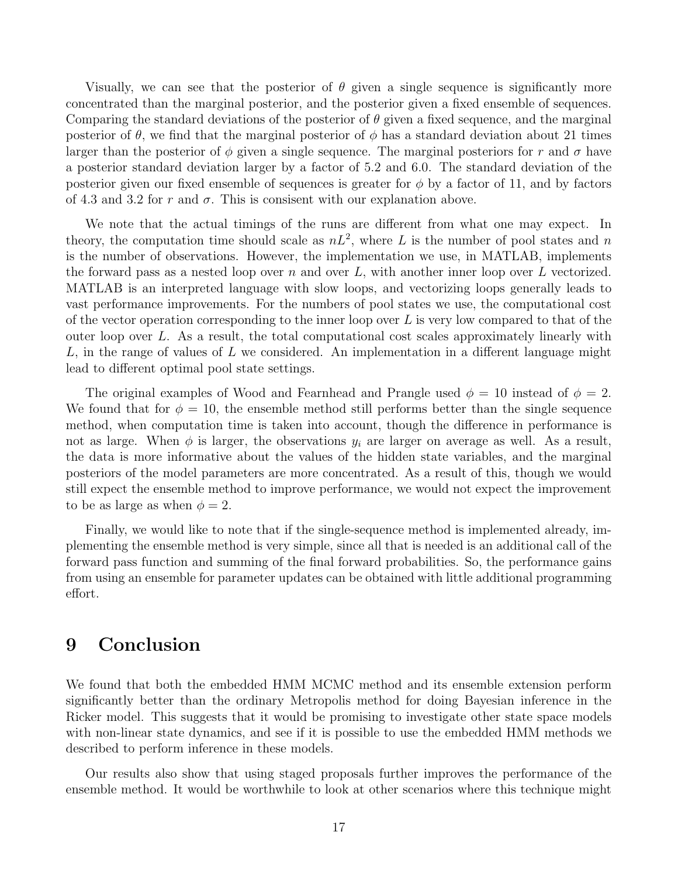Visually, we can see that the posterior of $\theta$ given a single sequence is significantly more concentrated than the marginal posterior, and the posterior given a fixed ensemble of sequences. Comparing the standard deviations of the posterior of $\theta$ given a fixed sequence, and the marginal posterior of $\theta$, we find that the marginal posterior of $\phi$ has a standard deviation about 21 times larger than the posterior of $\phi$ given a single sequence. The marginal posteriors for $r$ and $\sigma$ have a posterior standard deviation larger by a factor of 5.2 and 6.0. The standard deviation of the posterior given our fixed ensemble of sequences is greater for $\phi$ by a factor of 11, and by factors of 4.3 and 3.2 for $r$ and $\sigma$. This is consisent with our explanation above.

We note that the actual timings of the runs are different from what one may expect. In theory, the computation time should scale as $nL^2$, where $L$ is the number of pool states and $n$ is the number of observations. However, the implementation we use, in MATLAB, implements the forward pass as a nested loop over $n$ and over $L$, with another inner loop over $L$ vectorized. MATLAB is an interpreted language with slow loops, and vectorizing loops generally leads to vast performance improvements. For the numbers of pool states we use, the computational cost of the vector operation corresponding to the inner loop over $L$ is very low compared to that of the outer loop over $L$. As a result, the total computational cost scales approximately linearly with $L$, in the range of values of $L$ we considered. An implementation in a different language might lead to different optimal pool state settings.

The original examples of Wood and Fearnhead and Prangle used $\phi = 10$ instead of $\phi = 2$. We found that for $\phi = 10$, the ensemble method still performs better than the single sequence method, when computation time is taken into account, though the difference in performance is not as large. When $\phi$ is larger, the observations $y_i$ are larger on average as well. As a result, the data is more informative about the values of the hidden state variables, and the marginal posteriors of the model parameters are more concentrated. As a result of this, though we would still expect the ensemble method to improve performance, we would not expect the improvement to be as large as when $\phi = 2$.

Finally, we would like to note that if the single-sequence method is implemented already, implementing the ensemble method is very simple, since all that is needed is an additional call of the forward pass function and summing of the final forward probabilities. So, the performance gains from using an ensemble for parameter updates can be obtained with little additional programming effort.

# 9 Conclusion

We found that both the embedded HMM MCMC method and its ensemble extension perform significantly better than the ordinary Metropolis method for doing Bayesian inference in the Ricker model. This suggests that it would be promising to investigate other state space models with non-linear state dynamics, and see if it is possible to use the embedded HMM methods we described to perform inference in these models.

Our results also show that using staged proposals further improves the performance of the ensemble method. It would be worthwhile to look at other scenarios where this technique might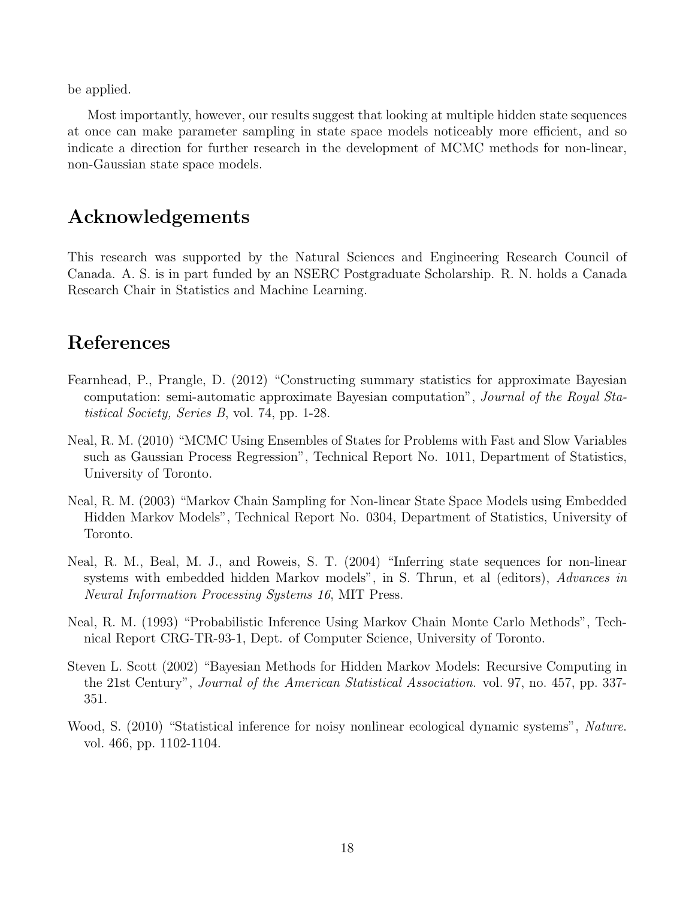be applied.

Most importantly, however, our results suggest that looking at multiple hidden state sequences at once can make parameter sampling in state space models noticeably more efficient, and so indicate a direction for further research in the development of MCMC methods for non-linear, non-Gaussian state space models.

## Acknowledgements

This research was supported by the Natural Sciences and Engineering Research Council of Canada. A. S. is in part funded by an NSERC Postgraduate Scholarship. R. N. holds a Canada Research Chair in Statistics and Machine Learning.

## References

Fearnhead, P., Prangle, D. (2012) "Constructing summary statistics for approximate Bayesian computation: semi-automatic approximate Bayesian computation", *Journal of the Royal Statistical Society, Series B*, vol. 74, pp. 1-28.

Neal, R. M. (2010) "MCMC Using Ensembles of States for Problems with Fast and Slow Variables such as Gaussian Process Regression", Technical Report No. 1011, Department of Statistics, University of Toronto.

Neal, R. M. (2003) "Markov Chain Sampling for Non-linear State Space Models using Embedded Hidden Markov Models", Technical Report No. 0304, Department of Statistics, University of Toronto.

Neal, R. M., Beal, M. J., and Roweis, S. T. (2004) "Inferring state sequences for non-linear systems with embedded hidden Markov models", in S. Thrun, et al (editors), *Advances in Neural Information Processing Systems 16*, MIT Press.

Neal, R. M. (1993) "Probabilistic Inference Using Markov Chain Monte Carlo Methods", Technical Report CRG-TR-93-1, Dept. of Computer Science, University of Toronto.

Steven L. Scott (2002) "Bayesian Methods for Hidden Markov Models: Recursive Computing in the 21st Century", *Journal of the American Statistical Association*. vol. 97, no. 457, pp. 337-351.

Wood, S. (2010) "Statistical inference for noisy nonlinear ecological dynamic systems", *Nature*. vol. 466, pp. 1102-1104.